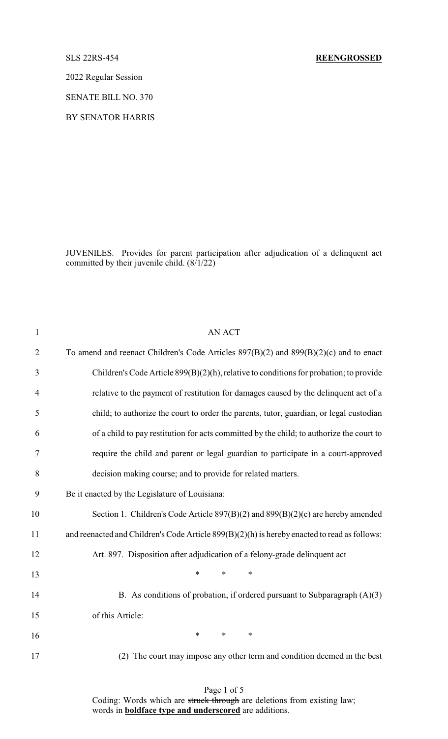SLS 22RS-454 **REENGROSSED**

2022 Regular Session

SENATE BILL NO. 370

BY SENATOR HARRIS

JUVENILES. Provides for parent participation after adjudication of a delinquent act committed by their juvenile child. (8/1/22)

AN ACT

To amend and reenact Children's Code Articles 897(B)(2) and 899(B)(2)(c) and to enact Children's Code Article 899(B)(2)(h), relative to conditions for probation; to provide relative to the payment of restitution for damages caused by the delinquent act of a child; to authorize the court to order the parents, tutor, guardian, or legal custodian of a child to pay restitution for acts committed by the child; to authorize the court to require the child and parent or legal guardian to participate in a court-approved decision making course; and to provide for related matters.

Be it enacted by the Legislature of Louisiana:

Section 1. Children's Code Article 897(B)(2) and 899(B)(2)(c) are hereby amended and reenacted and Children's Code Article 899(B)(2)(h) is hereby enacted to read as follows:

Art. 897. Disposition after adjudication of a felony-grade delinquent act

\* \* \*

B. As conditions of probation, if ordered pursuant to Subparagraph (A)(3) of this Article:

\* \* \*

(2) The court may impose any other term and condition deemed in the best

Coding: Words which are ~~struck through~~ are deletions from existing law; words in **boldface type and underscored** are additions.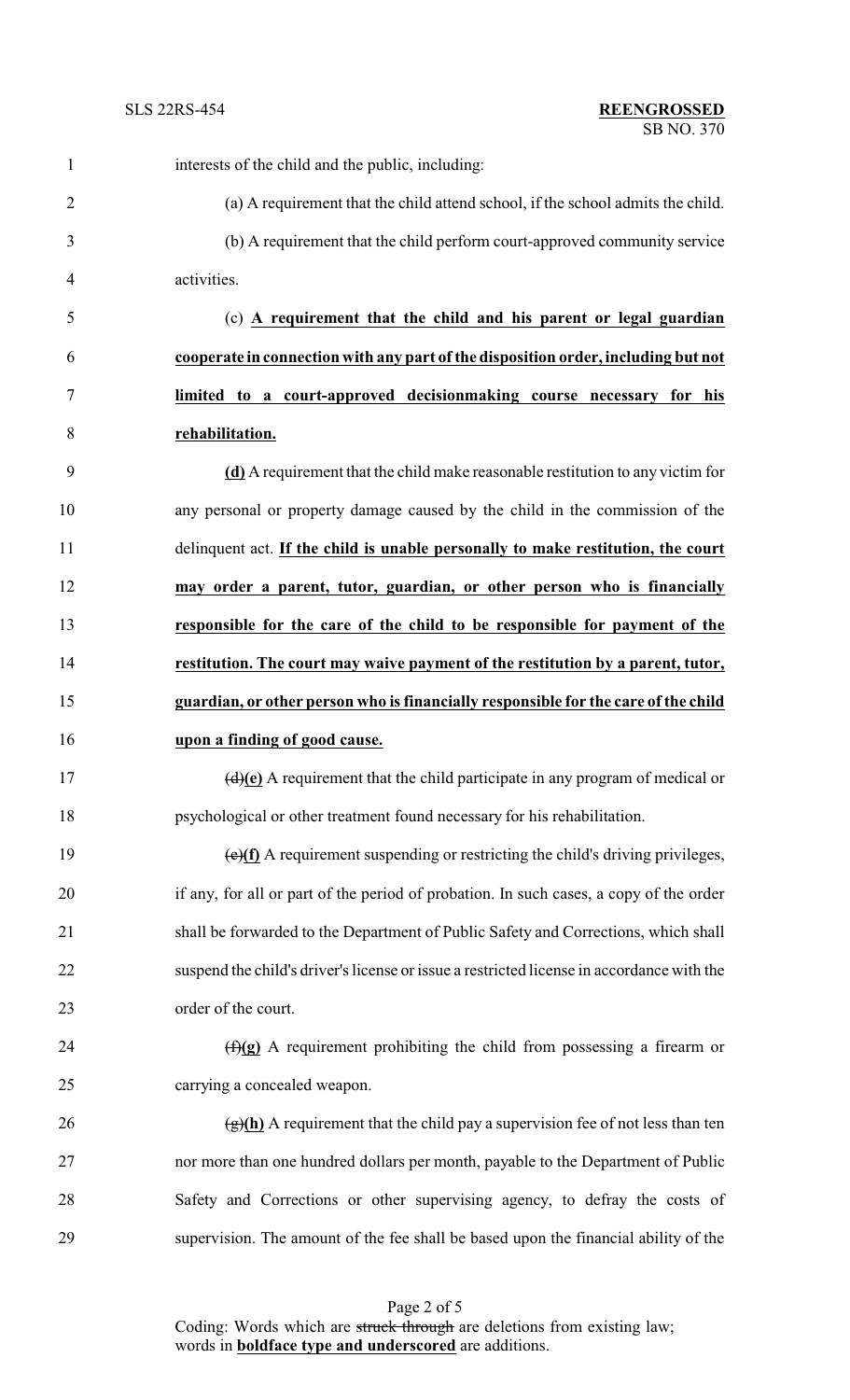interests of the child and the public, including:

(a) A requirement that the child attend school, if the school admits the child.

(b) A requirement that the child perform court-approved community service activities.

(c) **A requirement that the child and his parent or legal guardian cooperate in connection with any part of the disposition order, including but not limited to a court-approved decisionmaking course necessary for his rehabilitation.**

**(d)** A requirement that the child make reasonable restitution to any victim for any personal or property damage caused by the child in the commission of the delinquent act. **If the child is unable personally to make restitution, the court may order a parent, tutor, guardian, or other person who is financially responsible for the care of the child to be responsible for payment of the restitution. The court may waive payment of the restitution by a parent, tutor, guardian, or other person who is financially responsible for the care of the child upon a finding of good cause.**

~~(d)~~**(e)** A requirement that the child participate in any program of medical or psychological or other treatment found necessary for his rehabilitation.

~~(e)~~**(f)** A requirement suspending or restricting the child's driving privileges, if any, for all or part of the period of probation. In such cases, a copy of the order shall be forwarded to the Department of Public Safety and Corrections, which shall suspend the child's driver's license or issue a restricted license in accordance with the order of the court.

~~(f)~~**(g)** A requirement prohibiting the child from possessing a firearm or carrying a concealed weapon.

~~(g)~~**(h)** A requirement that the child pay a supervision fee of not less than ten nor more than one hundred dollars per month, payable to the Department of Public Safety and Corrections or other supervising agency, to defray the costs of supervision. The amount of the fee shall be based upon the financial ability of the

Coding: Words which are ~~struck through~~ are deletions from existing law; words in **boldface type and underscored** are additions.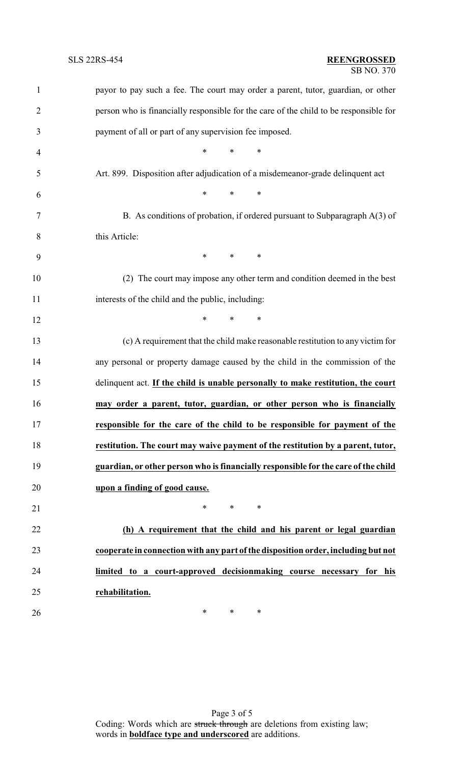payor to pay such a fee. The court may order a parent, tutor, guardian, or other person who is financially responsible for the care of the child to be responsible for payment of all or part of any supervision fee imposed.

\* \* \*

Art. 899. Disposition after adjudication of a misdemeanor-grade delinquent act

\* \* \*

B. As conditions of probation, if ordered pursuant to Subparagraph A(3) of this Article:

\* \* \*

(2) The court may impose any other term and condition deemed in the best interests of the child and the public, including:

\* \* \*

(c) A requirement that the child make reasonable restitution to any victim for any personal or property damage caused by the child in the commission of the delinquent act. **<u>If the child is unable personally to make restitution, the court may order a parent, tutor, guardian, or other person who is financially responsible for the care of the child to be responsible for payment of the restitution. The court may waive payment of the restitution by a parent, tutor, guardian, or other person who is financially responsible for the care of the child upon a finding of good cause.</u>**

\* \* \*

**<u>(h) A requirement that the child and his parent or legal guardian cooperate in connection with any part of the disposition order, including but not limited to a court-approved decisionmaking course necessary for his rehabilitation.</u>**

\* \* \*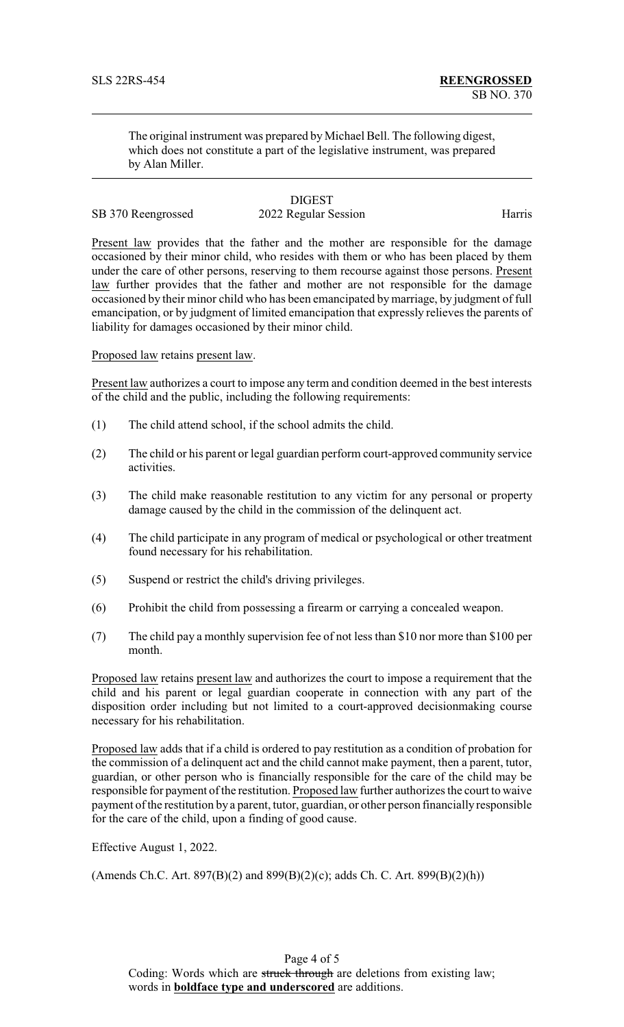The original instrument was prepared by Michael Bell. The following digest, which does not constitute a part of the legislative instrument, was prepared by Alan Miller.

DIGEST

SB 370 Reengrossed 2022 Regular Session Harris

Present law provides that the father and the mother are responsible for the damage occasioned by their minor child, who resides with them or who has been placed by them under the care of other persons, reserving to them recourse against those persons. Present law further provides that the father and mother are not responsible for the damage occasioned by their minor child who has been emancipated by marriage, by judgment of full emancipation, or by judgment of limited emancipation that expressly relieves the parents of liability for damages occasioned by their minor child.

Proposed law retains present law.

Present law authorizes a court to impose any term and condition deemed in the best interests of the child and the public, including the following requirements:

(1) The child attend school, if the school admits the child.

(2) The child or his parent or legal guardian perform court-approved community service activities.

(3) The child make reasonable restitution to any victim for any personal or property damage caused by the child in the commission of the delinquent act.

(4) The child participate in any program of medical or psychological or other treatment found necessary for his rehabilitation.

(5) Suspend or restrict the child's driving privileges.

(6) Prohibit the child from possessing a firearm or carrying a concealed weapon.

(7) The child pay a monthly supervision fee of not less than $10 nor more than $100 per month.

Proposed law retains present law and authorizes the court to impose a requirement that the child and his parent or legal guardian cooperate in connection with any part of the disposition order including but not limited to a court-approved decisionmaking course necessary for his rehabilitation.

Proposed law adds that if a child is ordered to pay restitution as a condition of probation for the commission of a delinquent act and the child cannot make payment, then a parent, tutor, guardian, or other person who is financially responsible for the care of the child may be responsible for payment of the restitution. Proposed law further authorizes the court to waive payment of the restitution by a parent, tutor, guardian, or other person financially responsible for the care of the child, upon a finding of good cause.

Effective August 1, 2022.

(Amends Ch.C. Art. 897(B)(2) and 899(B)(2)(c); adds Ch. C. Art. 899(B)(2)(h))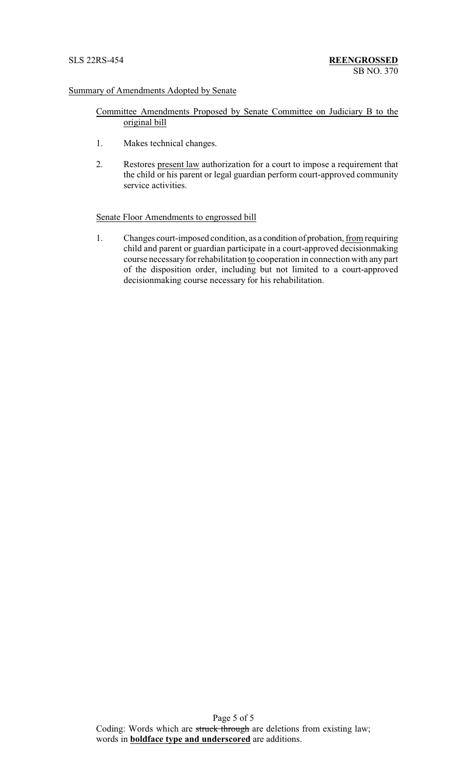Summary of Amendments Adopted by Senate

Committee Amendments Proposed by Senate Committee on Judiciary B to the original bill

1. Makes technical changes.

2. Restores present law authorization for a court to impose a requirement that the child or his parent or legal guardian perform court-approved community service activities.

Senate Floor Amendments to engrossed bill

1. Changes court-imposed condition, as a condition of probation, from requiring child and parent or guardian participate in a court-approved decisionmaking course necessary for rehabilitation to cooperation in connection with any part of the disposition order, including but not limited to a court-approved decisionmaking course necessary for his rehabilitation.